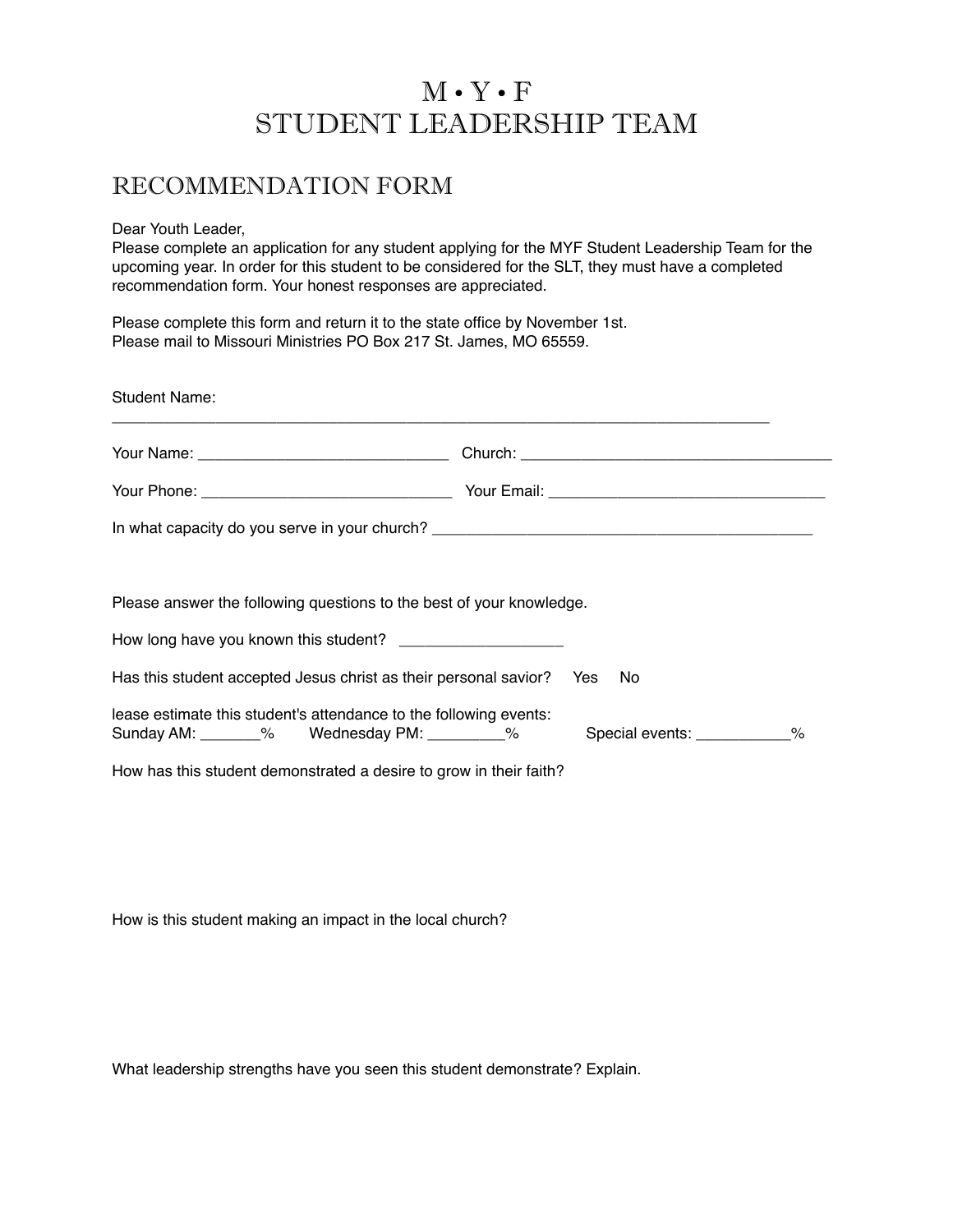# M • Y • F
# STUDENT LEADERSHIP TEAM

## RECOMMENDATION FORM

Dear Youth Leader,
Please complete an application for any student applying for the MYF Student Leadership Team for the upcoming year. In order for this student to be considered for the SLT, they must have a completed recommendation form. Your honest responses are appreciated.

Please complete this form and return it to the state office by November 1st.
Please mail to Missouri Ministries PO Box 217 St. James, MO 65559.

Student Name: ___________________________________________________________________________

Your Name: _____________________________ Church: ____________________________________

Your Phone: _____________________________ Your Email: ________________________________

In what capacity do you serve in your church? ____________________________________________

Please answer the following questions to the best of your knowledge.

How long have you known this student? ___________________

Has this student accepted Jesus christ as their personal savior? Yes No

lease estimate this student's attendance to the following events:
Sunday AM: _______% Wednesday PM: _________% Special events: ___________%

How has this student demonstrated a desire to grow in their faith?

How is this student making an impact in the local church?

What leadership strengths have you seen this student demonstrate? Explain.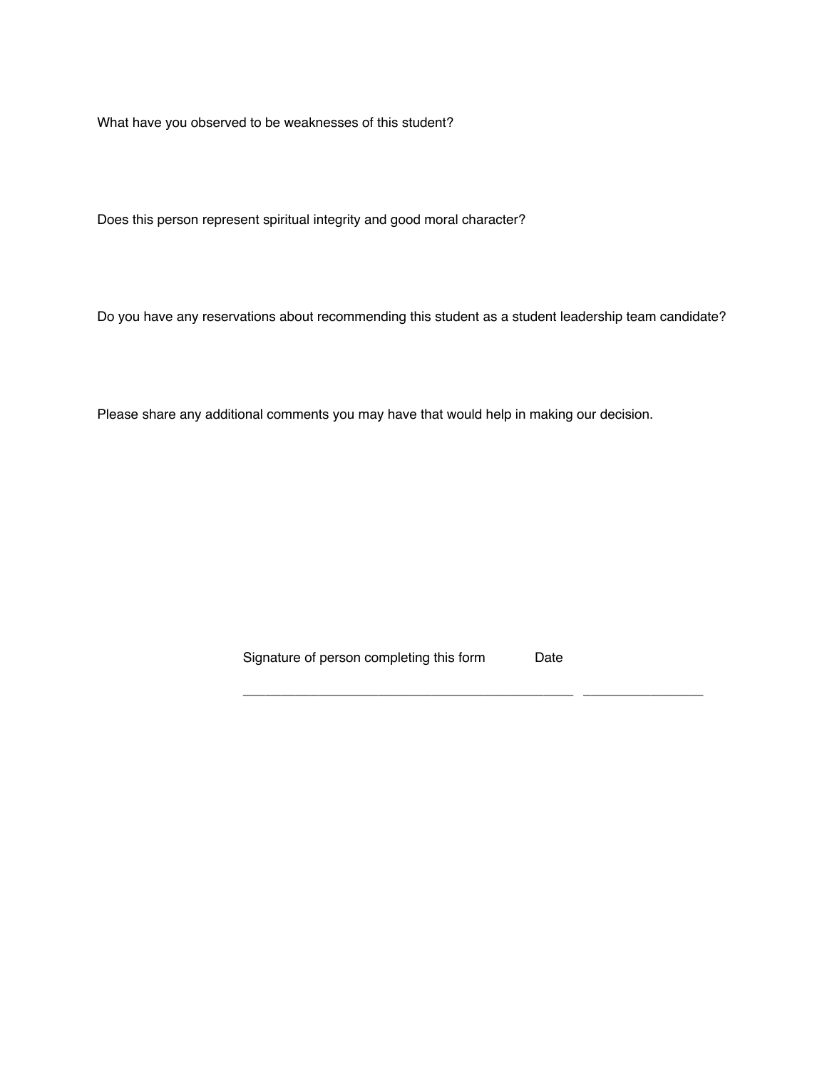What have you observed to be weaknesses of this student?

Does this person represent spiritual integrity and good moral character?

Do you have any reservations about recommending this student as a student leadership team candidate?

Please share any additional comments you may have that would help in making our decision.

Signature of person completing this form　　　　Date

_______________________________________　_______________